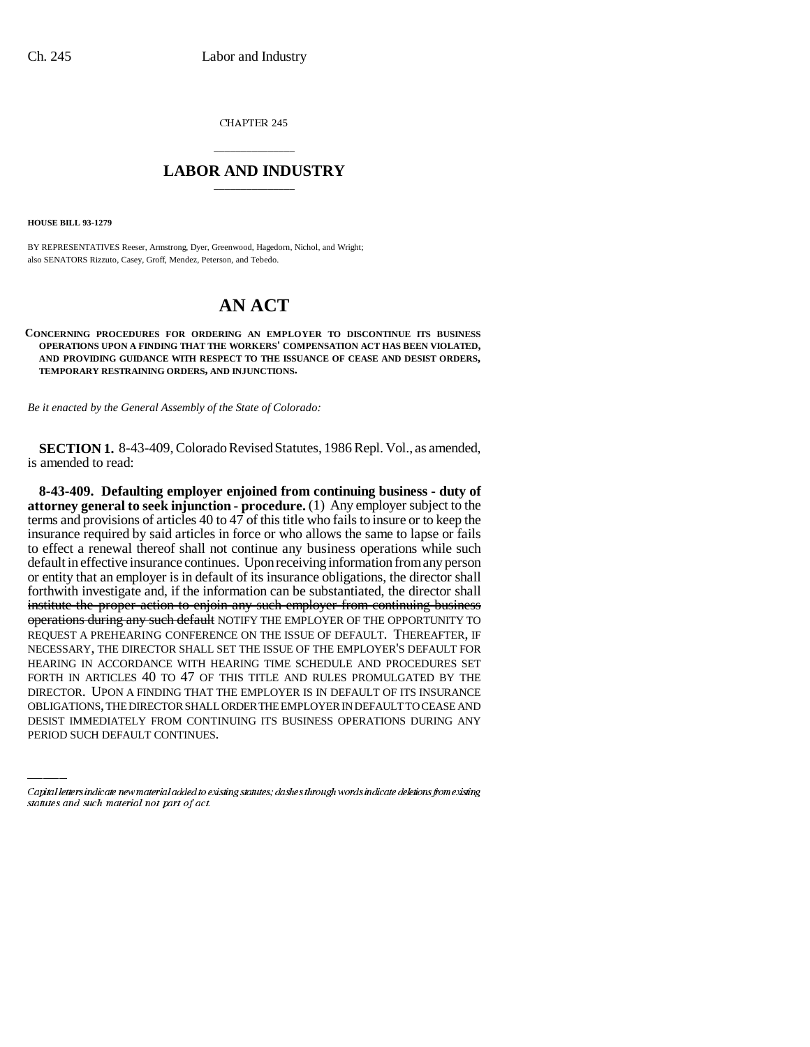CHAPTER 245

# LABOR AND INDUSTRY

**HOUSE BILL 93-1279**

BY REPRESENTATIVES Reeser, Armstrong, Dyer, Greenwood, Hagedorn, Nichol, and Wright;
also SENATORS Rizzuto, Casey, Groff, Mendez, Peterson, and Tebedo.

# AN ACT

**CONCERNING PROCEDURES FOR ORDERING AN EMPLOYER TO DISCONTINUE ITS BUSINESS OPERATIONS UPON A FINDING THAT THE WORKERS' COMPENSATION ACT HAS BEEN VIOLATED, AND PROVIDING GUIDANCE WITH RESPECT TO THE ISSUANCE OF CEASE AND DESIST ORDERS, TEMPORARY RESTRAINING ORDERS, AND INJUNCTIONS.**

*Be it enacted by the General Assembly of the State of Colorado:*

**SECTION 1.** 8-43-409, Colorado Revised Statutes, 1986 Repl. Vol., as amended, is amended to read:

**8-43-409. Defaulting employer enjoined from continuing business - duty of attorney general to seek injunction - procedure.** (1) Any employer subject to the terms and provisions of articles 40 to 47 of this title who fails to insure or to keep the insurance required by said articles in force or who allows the same to lapse or fails to effect a renewal thereof shall not continue any business operations while such default in effective insurance continues. Upon receiving information from any person or entity that an employer is in default of its insurance obligations, the director shall forthwith investigate and, if the information can be substantiated, the director shall ~~institute the proper action to enjoin any such employer from continuing business operations during any such default~~ NOTIFY THE EMPLOYER OF THE OPPORTUNITY TO REQUEST A PREHEARING CONFERENCE ON THE ISSUE OF DEFAULT. THEREAFTER, IF NECESSARY, THE DIRECTOR SHALL SET THE ISSUE OF THE EMPLOYER'S DEFAULT FOR HEARING IN ACCORDANCE WITH HEARING TIME SCHEDULE AND PROCEDURES SET FORTH IN ARTICLES 40 TO 47 OF THIS TITLE AND RULES PROMULGATED BY THE DIRECTOR. UPON A FINDING THAT THE EMPLOYER IS IN DEFAULT OF ITS INSURANCE OBLIGATIONS, THE DIRECTOR SHALL ORDER THE EMPLOYER IN DEFAULT TO CEASE AND DESIST IMMEDIATELY FROM CONTINUING ITS BUSINESS OPERATIONS DURING ANY PERIOD SUCH DEFAULT CONTINUES.

*Capital letters indicate new material added to existing statutes; dashes through words indicate deletions from existing statutes and such material not part of act.*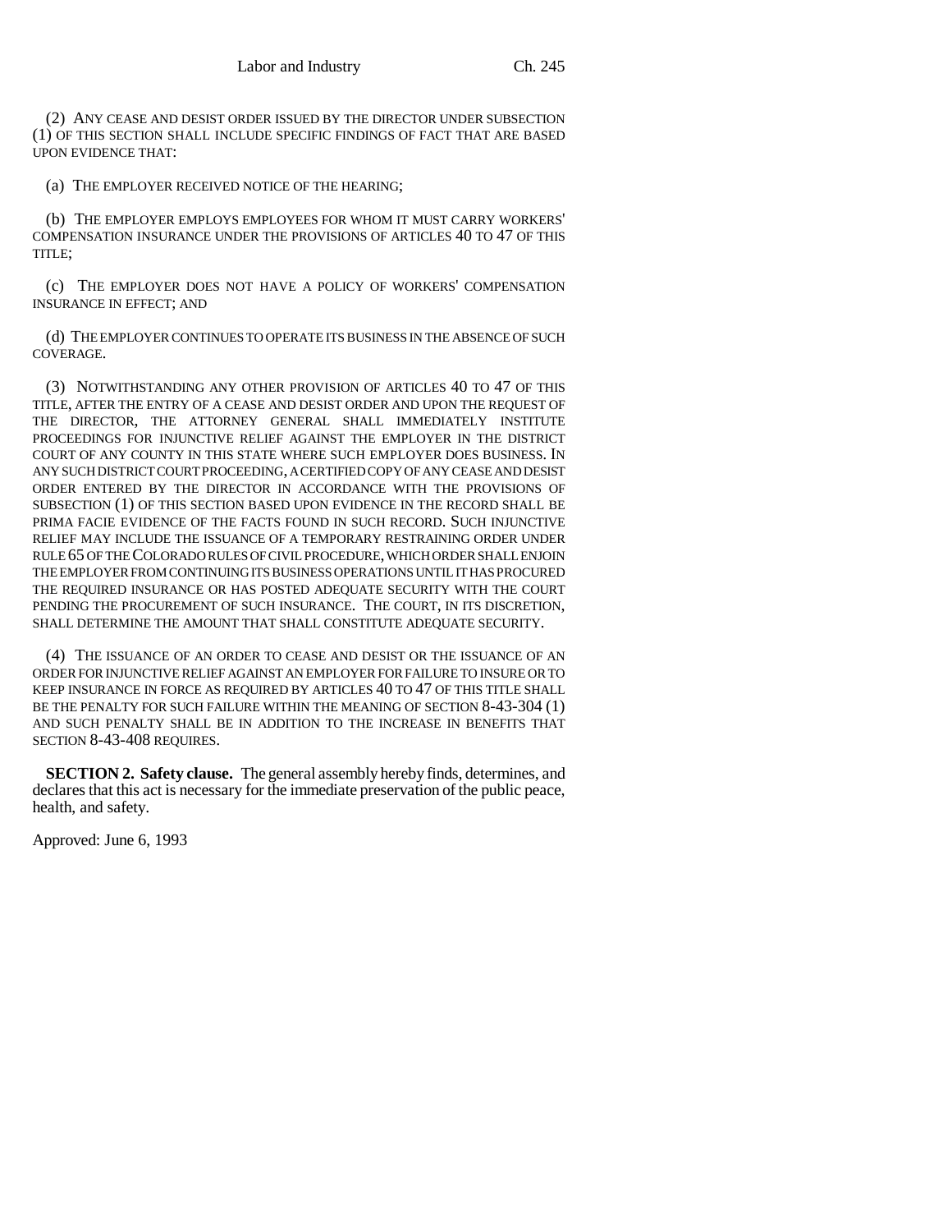(2) ANY CEASE AND DESIST ORDER ISSUED BY THE DIRECTOR UNDER SUBSECTION (1) OF THIS SECTION SHALL INCLUDE SPECIFIC FINDINGS OF FACT THAT ARE BASED UPON EVIDENCE THAT:

(a) THE EMPLOYER RECEIVED NOTICE OF THE HEARING;

(b) THE EMPLOYER EMPLOYS EMPLOYEES FOR WHOM IT MUST CARRY WORKERS' COMPENSATION INSURANCE UNDER THE PROVISIONS OF ARTICLES 40 TO 47 OF THIS TITLE;

(c) THE EMPLOYER DOES NOT HAVE A POLICY OF WORKERS' COMPENSATION INSURANCE IN EFFECT; AND

(d) THE EMPLOYER CONTINUES TO OPERATE ITS BUSINESS IN THE ABSENCE OF SUCH COVERAGE.

(3) NOTWITHSTANDING ANY OTHER PROVISION OF ARTICLES 40 TO 47 OF THIS TITLE, AFTER THE ENTRY OF A CEASE AND DESIST ORDER AND UPON THE REQUEST OF THE DIRECTOR, THE ATTORNEY GENERAL SHALL IMMEDIATELY INSTITUTE PROCEEDINGS FOR INJUNCTIVE RELIEF AGAINST THE EMPLOYER IN THE DISTRICT COURT OF ANY COUNTY IN THIS STATE WHERE SUCH EMPLOYER DOES BUSINESS. IN ANY SUCH DISTRICT COURT PROCEEDING, A CERTIFIED COPY OF ANY CEASE AND DESIST ORDER ENTERED BY THE DIRECTOR IN ACCORDANCE WITH THE PROVISIONS OF SUBSECTION (1) OF THIS SECTION BASED UPON EVIDENCE IN THE RECORD SHALL BE PRIMA FACIE EVIDENCE OF THE FACTS FOUND IN SUCH RECORD. SUCH INJUNCTIVE RELIEF MAY INCLUDE THE ISSUANCE OF A TEMPORARY RESTRAINING ORDER UNDER RULE 65 OF THE COLORADO RULES OF CIVIL PROCEDURE, WHICH ORDER SHALL ENJOIN THE EMPLOYER FROM CONTINUING ITS BUSINESS OPERATIONS UNTIL IT HAS PROCURED THE REQUIRED INSURANCE OR HAS POSTED ADEQUATE SECURITY WITH THE COURT PENDING THE PROCUREMENT OF SUCH INSURANCE. THE COURT, IN ITS DISCRETION, SHALL DETERMINE THE AMOUNT THAT SHALL CONSTITUTE ADEQUATE SECURITY.

(4) THE ISSUANCE OF AN ORDER TO CEASE AND DESIST OR THE ISSUANCE OF AN ORDER FOR INJUNCTIVE RELIEF AGAINST AN EMPLOYER FOR FAILURE TO INSURE OR TO KEEP INSURANCE IN FORCE AS REQUIRED BY ARTICLES 40 TO 47 OF THIS TITLE SHALL BE THE PENALTY FOR SUCH FAILURE WITHIN THE MEANING OF SECTION 8-43-304 (1) AND SUCH PENALTY SHALL BE IN ADDITION TO THE INCREASE IN BENEFITS THAT SECTION 8-43-408 REQUIRES.

**SECTION 2. Safety clause.** The general assembly hereby finds, determines, and declares that this act is necessary for the immediate preservation of the public peace, health, and safety.

Approved: June 6, 1993